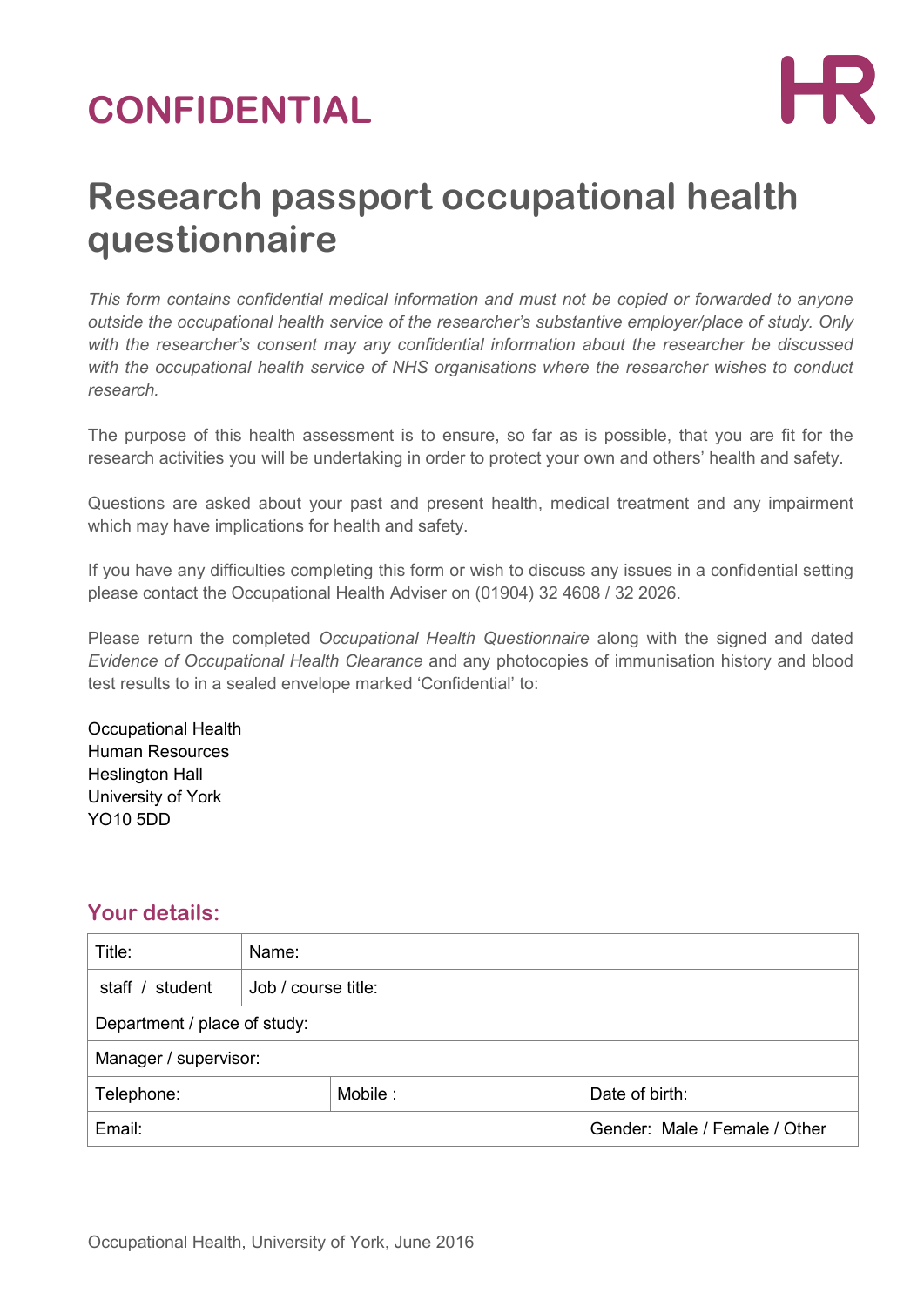**CONFIDENTIAL**

HR

# Research passport occupational health questionnaire

*This form contains confidential medical information and must not be copied or forwarded to anyone outside the occupational health service of the researcher's substantive employer/place of study. Only with the researcher's consent may any confidential information about the researcher be discussed with the occupational health service of NHS organisations where the researcher wishes to conduct research.*

The purpose of this health assessment is to ensure, so far as is possible, that you are fit for the research activities you will be undertaking in order to protect your own and others' health and safety.

Questions are asked about your past and present health, medical treatment and any impairment which may have implications for health and safety.

If you have any difficulties completing this form or wish to discuss any issues in a confidential setting please contact the Occupational Health Adviser on (01904) 32 4608 / 32 2026.

Please return the completed *Occupational Health Questionnaire* along with the signed and dated *Evidence of Occupational Health Clearance* and any photocopies of immunisation history and blood test results to in a sealed envelope marked 'Confidential' to:

Occupational Health
Human Resources
Heslington Hall
University of York
YO10 5DD

## Your details:

| Title: | Name: | | |
|---|---|---|---|
| staff / student | Job / course title: | | |
| Department / place of study: | | | |
| Manager / supervisor: | | | |
| Telephone: | | Mobile : | Date of birth: |
| Email: | | | Gender: Male / Female / Other |

Occupational Health, University of York, June 2016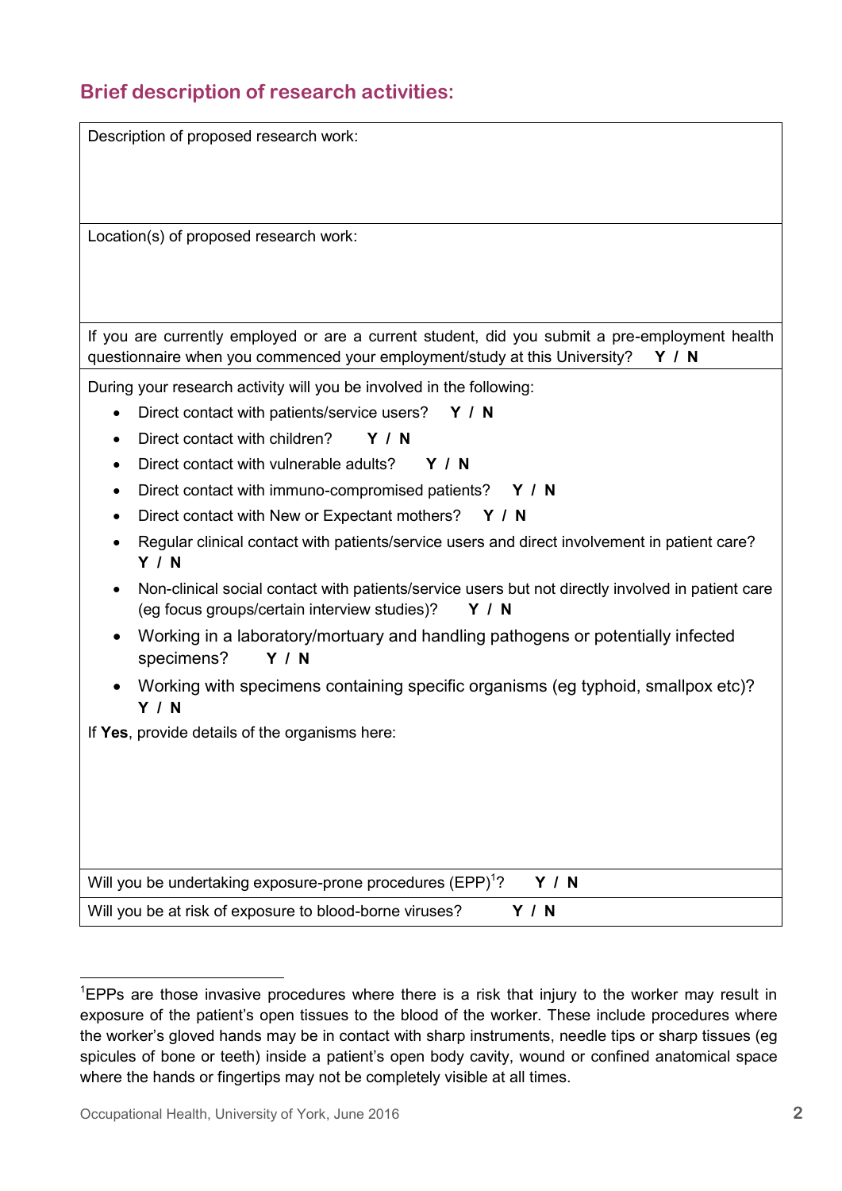## Brief description of research activities:

Description of proposed research work:

Location(s) of proposed research work:

If you are currently employed or are a current student, did you submit a pre-employment health questionnaire when you commenced your employment/study at this University? **Y / N**

During your research activity will you be involved in the following:

- Direct contact with patients/service users? **Y / N**
- Direct contact with children? **Y / N**
- Direct contact with vulnerable adults? **Y / N**
- Direct contact with immuno-compromised patients? **Y / N**
- Direct contact with New or Expectant mothers? **Y / N**
- Regular clinical contact with patients/service users and direct involvement in patient care? **Y / N**
- Non-clinical social contact with patients/service users but not directly involved in patient care (eg focus groups/certain interview studies)? **Y / N**
- Working in a laboratory/mortuary and handling pathogens or potentially infected specimens? **Y / N**
- Working with specimens containing specific organisms (eg typhoid, smallpox etc)? **Y / N**

If **Yes**, provide details of the organisms here:

Will you be undertaking exposure-prone procedures (EPP)[1]? **Y / N**

Will you be at risk of exposure to blood-borne viruses? **Y / N**

[1] EPPs are those invasive procedures where there is a risk that injury to the worker may result in exposure of the patient's open tissues to the blood of the worker. These include procedures where the worker's gloved hands may be in contact with sharp instruments, needle tips or sharp tissues (eg spicules of bone or teeth) inside a patient's open body cavity, wound or confined anatomical space where the hands or fingertips may not be completely visible at all times.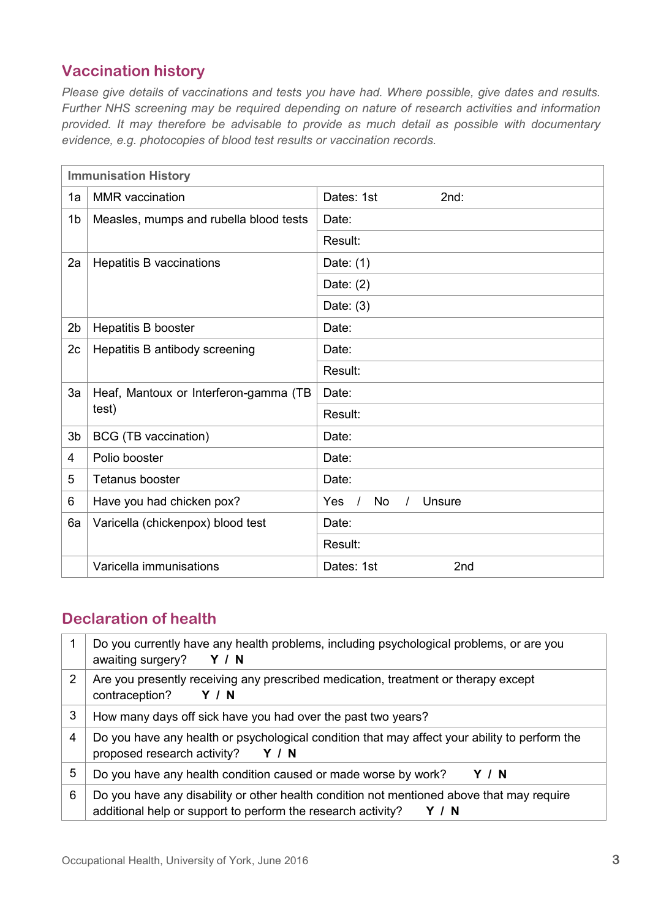## Vaccination history

*Please give details of vaccinations and tests you have had. Where possible, give dates and results. Further NHS screening may be required depending on nature of research activities and information provided. It may therefore be advisable to provide as much detail as possible with documentary evidence, e.g. photocopies of blood test results or vaccination records.*

| **Immunisation History** | | |
|---|---|---|
| 1a | MMR vaccination | Dates: 1st 2nd: |
| 1b | Measles, mumps and rubella blood tests | Date: |
| | | Result: |
| 2a | Hepatitis B vaccinations | Date: (1) |
| | | Date: (2) |
| | | Date: (3) |
| 2b | Hepatitis B booster | Date: |
| 2c | Hepatitis B antibody screening | Date: |
| | | Result: |
| 3a | Heaf, Mantoux or Interferon-gamma (TB test) | Date: |
| | | Result: |
| 3b | BCG (TB vaccination) | Date: |
| 4 | Polio booster | Date: |
| 5 | Tetanus booster | Date: |
| 6 | Have you had chicken pox? | Yes / No / Unsure |
| 6a | Varicella (chickenpox) blood test | Date: |
| | | Result: |
| | Varicella immunisations | Dates: 1st 2nd |

## Declaration of health

| | |
|---|---|
| 1 | Do you currently have any health problems, including psychological problems, or are you awaiting surgery? **Y / N** |
| 2 | Are you presently receiving any prescribed medication, treatment or therapy except contraception? **Y / N** |
| 3 | How many days off sick have you had over the past two years? |
| 4 | Do you have any health or psychological condition that may affect your ability to perform the proposed research activity? **Y / N** |
| 5 | Do you have any health condition caused or made worse by work? **Y / N** |
| 6 | Do you have any disability or other health condition not mentioned above that may require additional help or support to perform the research activity? **Y / N** |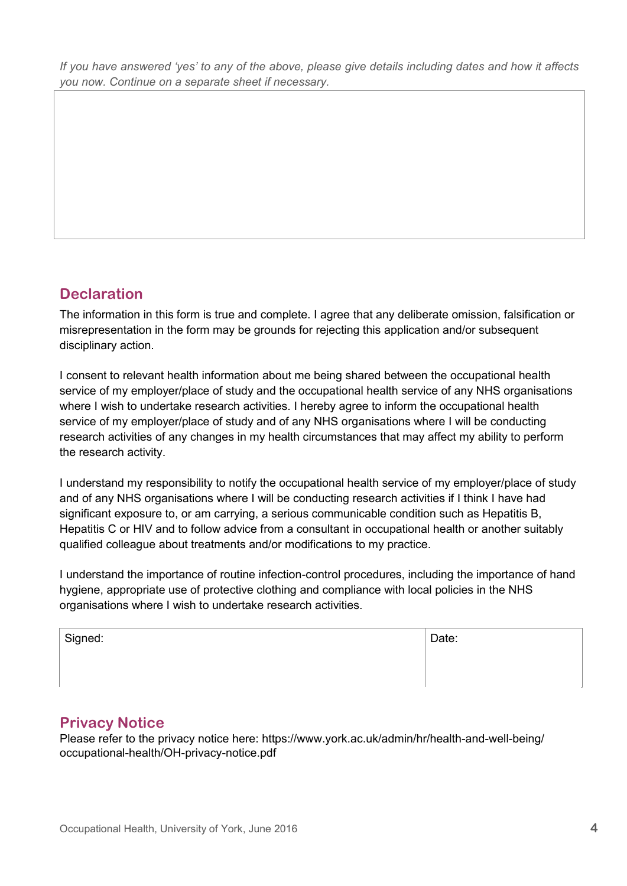*If you have answered 'yes' to any of the above, please give details including dates and how it affects you now. Continue on a separate sheet if necessary.*

| |
|---|
| |

## Declaration

The information in this form is true and complete. I agree that any deliberate omission, falsification or misrepresentation in the form may be grounds for rejecting this application and/or subsequent disciplinary action.

I consent to relevant health information about me being shared between the occupational health service of my employer/place of study and the occupational health service of any NHS organisations where I wish to undertake research activities. I hereby agree to inform the occupational health service of my employer/place of study and of any NHS organisations where I will be conducting research activities of any changes in my health circumstances that may affect my ability to perform the research activity.

I understand my responsibility to notify the occupational health service of my employer/place of study and of any NHS organisations where I will be conducting research activities if I think I have had significant exposure to, or am carrying, a serious communicable condition such as Hepatitis B, Hepatitis C or HIV and to follow advice from a consultant in occupational health or another suitably qualified colleague about treatments and/or modifications to my practice.

I understand the importance of routine infection-control procedures, including the importance of hand hygiene, appropriate use of protective clothing and compliance with local policies in the NHS organisations where I wish to undertake research activities.

| Signed: | Date: |
|---|---|
| | |

## Privacy Notice

Please refer to the privacy notice here: https://www.york.ac.uk/admin/hr/health-and-well-being/occupational-health/OH-privacy-notice.pdf

Occupational Health, University of York, June 2016